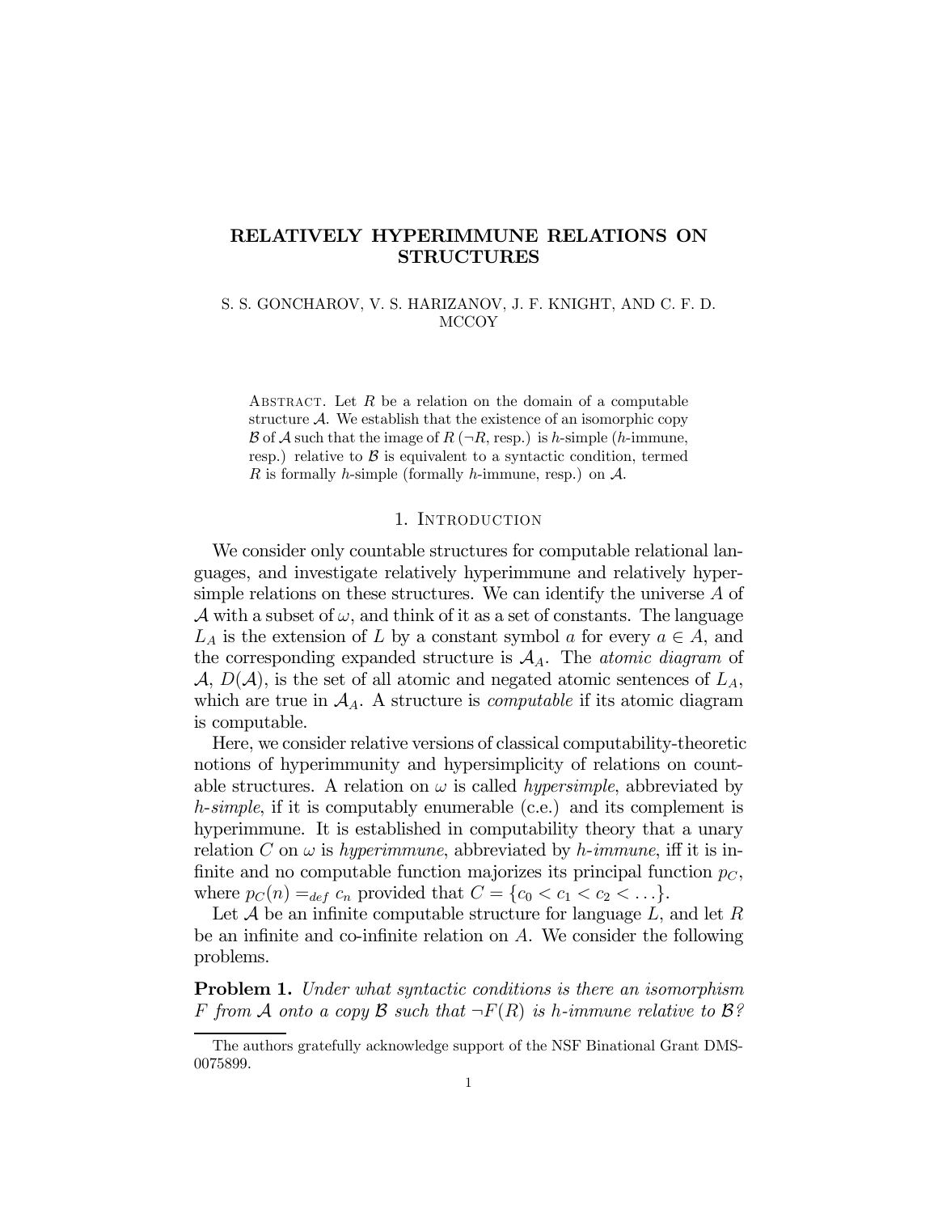# RELATIVELY HYPERIMMUNE RELATIONS ON STRUCTURES

S. S. GONCHAROV, V. S. HARIZANOV, J. F. KNIGHT, AND C. F. D. MCCOY

ABSTRACT. Let $R$ be a relation on the domain of a computable structure $\mathcal{A}$. We establish that the existence of an isomorphic copy $\mathcal{B}$ of $\mathcal{A}$ such that the image of $R$ ($\neg R$, resp.) is $h$-simple ($h$-immune, resp.) relative to $\mathcal{B}$ is equivalent to a syntactic condition, termed $R$ is formally $h$-simple (formally $h$-immune, resp.) on $\mathcal{A}$.

## 1. Introduction

We consider only countable structures for computable relational languages, and investigate relatively hyperimmune and relatively hypersimple relations on these structures. We can identify the universe $A$ of $\mathcal{A}$ with a subset of $\omega$, and think of it as a set of constants. The language $L_A$ is the extension of $L$ by a constant symbol $a$ for every $a \in A$, and the corresponding expanded structure is $\mathcal{A}_A$. The *atomic diagram* of $\mathcal{A}$, $D(\mathcal{A})$, is the set of all atomic and negated atomic sentences of $L_A$, which are true in $\mathcal{A}_A$. A structure is *computable* if its atomic diagram is computable.

Here, we consider relative versions of classical computability-theoretic notions of hyperimmunity and hypersimplicity of relations on countable structures. A relation on $\omega$ is called *hypersimple*, abbreviated by *h-simple*, if it is computably enumerable (c.e.) and its complement is hyperimmune. It is established in computability theory that a unary relation $C$ on $\omega$ is *hyperimmune*, abbreviated by *h-immune*, iff it is infinite and no computable function majorizes its principal function $p_C$, where $p_C(n) =_{def} c_n$ provided that $C = \{c_0 < c_1 < c_2 < \ldots\}$.

Let $\mathcal{A}$ be an infinite computable structure for language $L$, and let $R$ be an infinite and co-infinite relation on $A$. We consider the following problems.

**Problem 1.** *Under what syntactic conditions is there an isomorphism $F$ from $\mathcal{A}$ onto a copy $\mathcal{B}$ such that $\neg F(R)$ is $h$-immune relative to $\mathcal{B}$?*

The authors gratefully acknowledge support of the NSF Binational Grant DMS-0075899.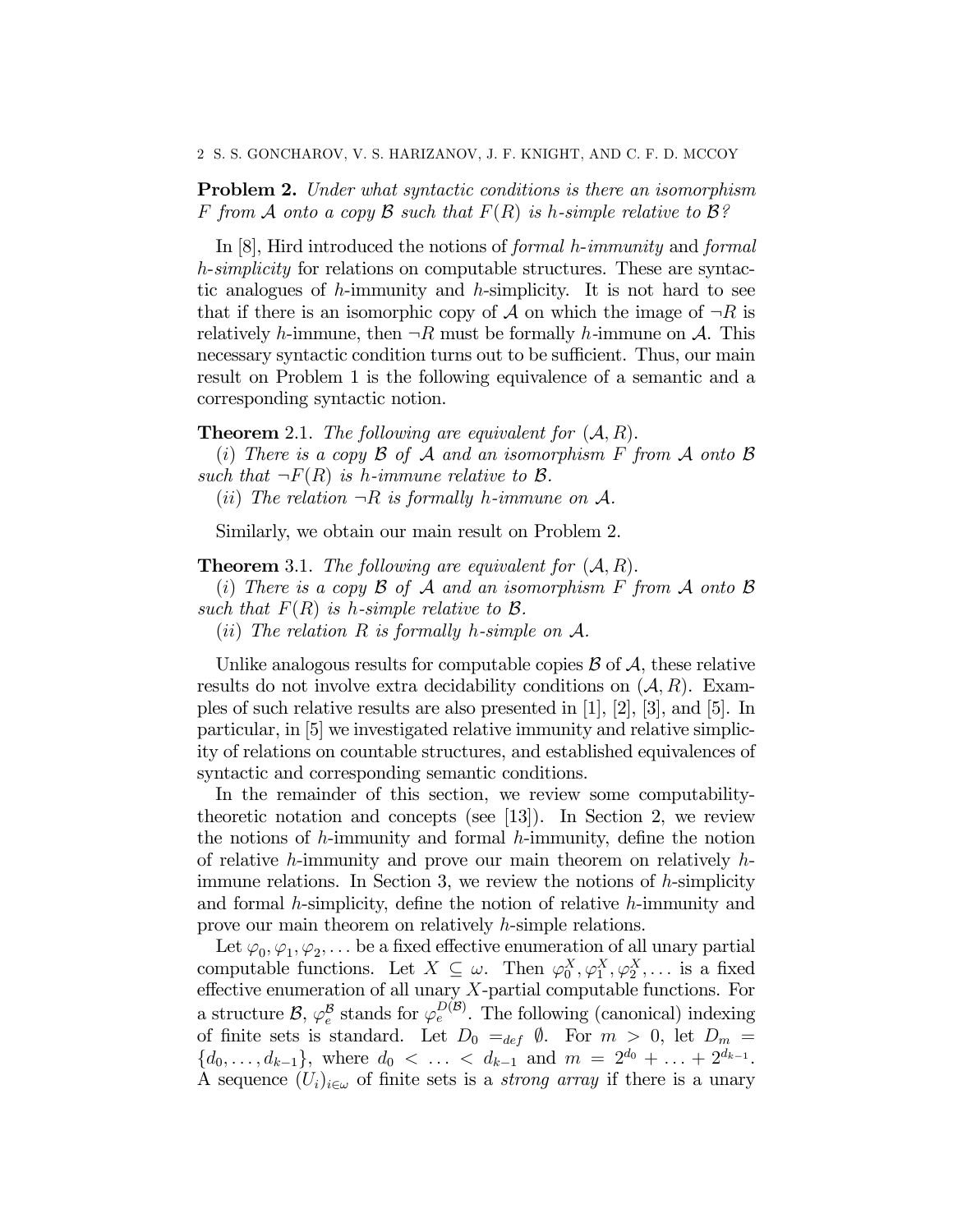**Problem 2.** *Under what syntactic conditions is there an isomorphism $F$ from $\mathcal{A}$ onto a copy $\mathcal{B}$ such that $F(R)$ is h-simple relative to $\mathcal{B}$?*

In [8], Hird introduced the notions of *formal h-immunity* and *formal h-simplicity* for relations on computable structures. These are syntactic analogues of $h$-immunity and $h$-simplicity. It is not hard to see that if there is an isomorphic copy of $\mathcal{A}$ on which the image of $\neg R$ is relatively $h$-immune, then $\neg R$ must be formally $h$-immune on $\mathcal{A}$. This necessary syntactic condition turns out to be sufficient. Thus, our main result on Problem 1 is the following equivalence of a semantic and a corresponding syntactic notion.

**Theorem** 2.1. *The following are equivalent for $(\mathcal{A}, R)$.*

($i$) *There is a copy $\mathcal{B}$ of $\mathcal{A}$ and an isomorphism $F$ from $\mathcal{A}$ onto $\mathcal{B}$ such that $\neg F(R)$ is h-immune relative to $\mathcal{B}$.*

($ii$) *The relation $\neg R$ is formally h-immune on $\mathcal{A}$.*

Similarly, we obtain our main result on Problem 2.

**Theorem** 3.1. *The following are equivalent for $(\mathcal{A}, R)$.*

($i$) *There is a copy $\mathcal{B}$ of $\mathcal{A}$ and an isomorphism $F$ from $\mathcal{A}$ onto $\mathcal{B}$ such that $F(R)$ is h-simple relative to $\mathcal{B}$.*

($ii$) *The relation $R$ is formally h-simple on $\mathcal{A}$.*

Unlike analogous results for computable copies $\mathcal{B}$ of $\mathcal{A}$, these relative results do not involve extra decidability conditions on $(\mathcal{A}, R)$. Examples of such relative results are also presented in [1], [2], [3], and [5]. In particular, in [5] we investigated relative immunity and relative simplicity of relations on countable structures, and established equivalences of syntactic and corresponding semantic conditions.

In the remainder of this section, we review some computability-theoretic notation and concepts (see [13]). In Section 2, we review the notions of $h$-immunity and formal $h$-immunity, define the notion of relative $h$-immunity and prove our main theorem on relatively $h$-immune relations. In Section 3, we review the notions of $h$-simplicity and formal $h$-simplicity, define the notion of relative $h$-immunity and prove our main theorem on relatively $h$-simple relations.

Let $\varphi_0, \varphi_1, \varphi_2, \dots$ be a fixed effective enumeration of all unary partial computable functions. Let $X \subseteq \omega$. Then $\varphi_0^X, \varphi_1^X, \varphi_2^X, \dots$ is a fixed effective enumeration of all unary $X$-partial computable functions. For a structure $\mathcal{B}$, $\varphi_e^{\mathcal{B}}$ stands for $\varphi_e^{D(\mathcal{B})}$. The following (canonical) indexing of finite sets is standard. Let $D_0 =_{def} \emptyset$. For $m > 0$, let $D_m = \{d_0, \dots, d_{k-1}\}$, where $d_0 < \dots < d_{k-1}$ and $m = 2^{d_0} + \dots + 2^{d_{k-1}}$. A sequence $(U_i)_{i \in \omega}$ of finite sets is a *strong array* if there is a unary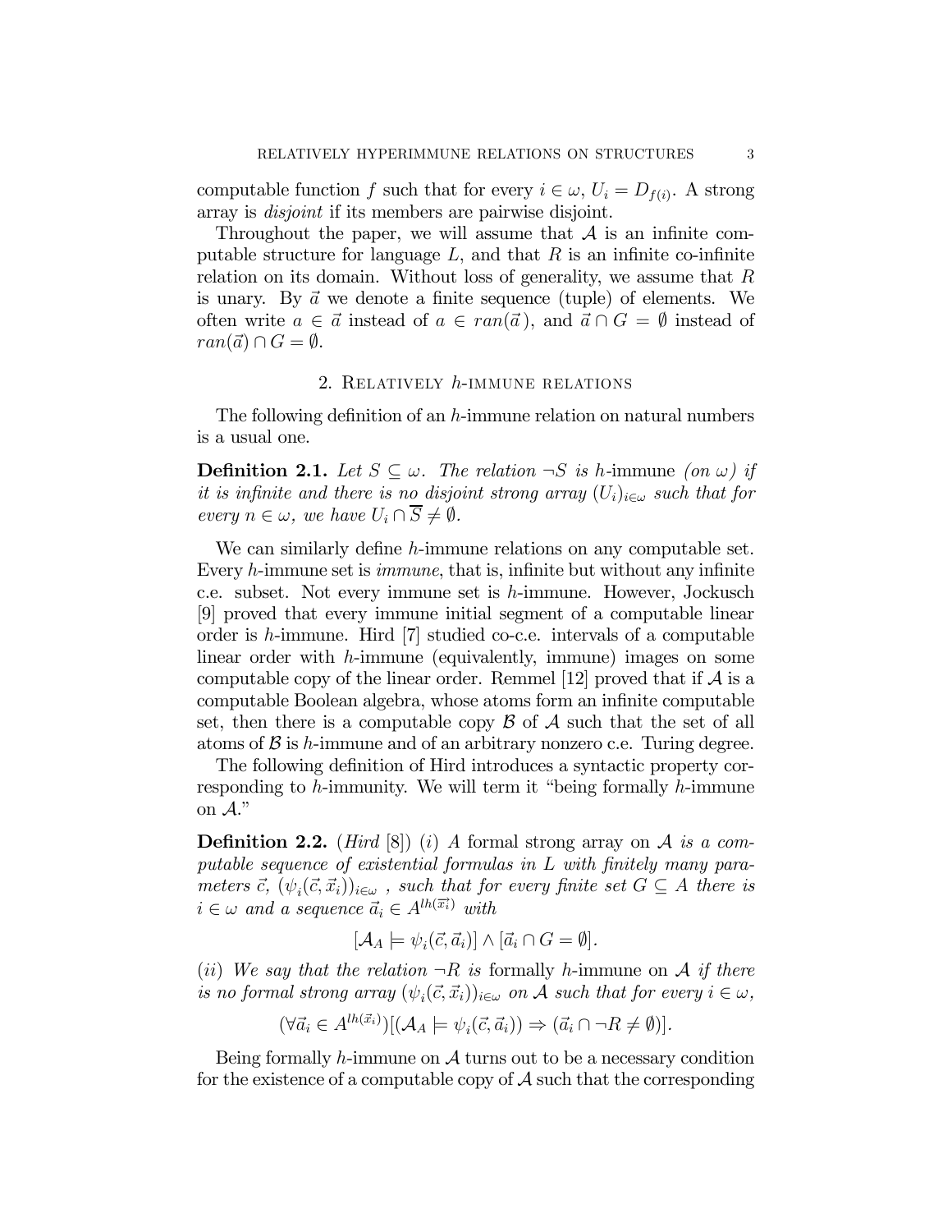computable function $f$ such that for every $i \in \omega$, $U_i = D_{f(i)}$. A strong array is *disjoint* if its members are pairwise disjoint.

Throughout the paper, we will assume that $\mathcal{A}$ is an infinite computable structure for language $L$, and that $R$ is an infinite co-infinite relation on its domain. Without loss of generality, we assume that $R$ is unary. By $\vec{a}$ we denote a finite sequence (tuple) of elements. We often write $a \in \vec{a}$ instead of $a \in ran(\vec{a})$, and $\vec{a} \cap G = \emptyset$ instead of $ran(\vec{a}) \cap G = \emptyset$.

## 2. Relatively $h$-immune relations

The following definition of an $h$-immune relation on natural numbers is a usual one.

**Definition 2.1.** *Let $S \subseteq \omega$. The relation $\neg S$ is* $h$-immune *(on $\omega$) if it is infinite and there is no disjoint strong array $(U_i)_{i\in\omega}$ such that for every $n \in \omega$, we have $U_i \cap \overline{S} \neq \emptyset$.*

We can similarly define $h$-immune relations on any computable set. Every $h$-immune set is *immune*, that is, infinite but without any infinite c.e. subset. Not every immune set is $h$-immune. However, Jockusch [9] proved that every immune initial segment of a computable linear order is $h$-immune. Hird [7] studied co-c.e. intervals of a computable linear order with $h$-immune (equivalently, immune) images on some computable copy of the linear order. Remmel [12] proved that if $\mathcal{A}$ is a computable Boolean algebra, whose atoms form an infinite computable set, then there is a computable copy $\mathcal{B}$ of $\mathcal{A}$ such that the set of all atoms of $\mathcal{B}$ is $h$-immune and of an arbitrary nonzero c.e. Turing degree.

The following definition of Hird introduces a syntactic property corresponding to $h$-immunity. We will term it "being formally $h$-immune on $\mathcal{A}$."

**Definition 2.2.** (*Hird* [8]) $(i)$ *A* formal strong array on $\mathcal{A}$ *is a computable sequence of existential formulas in $L$ with finitely many parameters $\vec{c}$, $(\psi_i(\vec{c}, \vec{x}_i))_{i\in\omega}$ , such that for every finite set $G \subseteq A$ there is $i \in \omega$ and a sequence $\vec{a}_i \in A^{lh(\vec{x}_i)}$ with*

$$[\mathcal{A}_A \models \psi_i(\vec{c}, \vec{a}_i)] \wedge [\vec{a}_i \cap G = \emptyset].$$

$(ii)$ *We say that the relation $\neg R$ is* formally $h$-immune on $\mathcal{A}$ *if there is no formal strong array $(\psi_i(\vec{c}, \vec{x}_i))_{i\in\omega}$ on $\mathcal{A}$ such that for every $i \in \omega$,*

$$(\forall \vec{a}_i \in A^{lh(\vec{x}_i)})[(\mathcal{A}_A \models \psi_i(\vec{c}, \vec{a}_i)) \Rightarrow (\vec{a}_i \cap \neg R \neq \emptyset)].$$

Being formally $h$-immune on $\mathcal{A}$ turns out to be a necessary condition for the existence of a computable copy of $\mathcal{A}$ such that the corresponding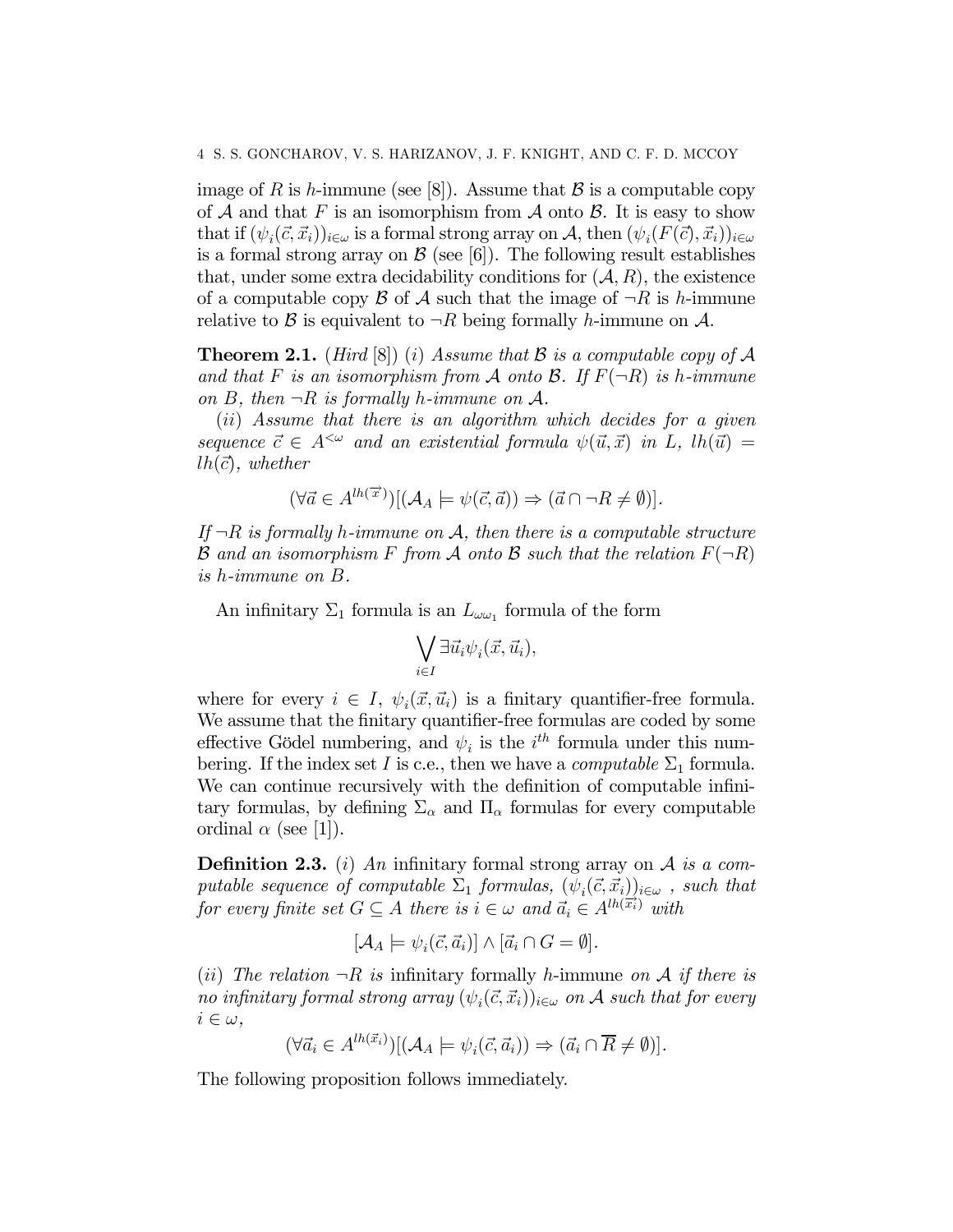image of $R$ is $h$-immune (see [8]). Assume that $\mathcal{B}$ is a computable copy of $\mathcal{A}$ and that $F$ is an isomorphism from $\mathcal{A}$ onto $\mathcal{B}$. It is easy to show that if $(\psi_i(\vec{c}, \vec{x}_i))_{i\in\omega}$ is a formal strong array on $\mathcal{A}$, then $(\psi_i(F(\vec{c}), \vec{x}_i))_{i\in\omega}$ is a formal strong array on $\mathcal{B}$ (see [6]). The following result establishes that, under some extra decidability conditions for $(\mathcal{A}, R)$, the existence of a computable copy $\mathcal{B}$ of $\mathcal{A}$ such that the image of $\neg R$ is $h$-immune relative to $\mathcal{B}$ is equivalent to $\neg R$ being formally $h$-immune on $\mathcal{A}$.

**Theorem 2.1.** (*Hird* [8]) (*i*) *Assume that $\mathcal{B}$ is a computable copy of $\mathcal{A}$ and that $F$ is an isomorphism from $\mathcal{A}$ onto $\mathcal{B}$. If $F(\neg R)$ is $h$-immune on $B$, then $\neg R$ is formally $h$-immune on $\mathcal{A}$.*

(*ii*) *Assume that there is an algorithm which decides for a given sequence $\vec{c} \in A^{<\omega}$ and an existential formula $\psi(\vec{u}, \vec{x})$ in $L$, $lh(\vec{u}) = lh(\vec{c})$, whether*

$$(\forall \vec{a} \in A^{lh(\vec{x})})[(\mathcal{A}_A \models \psi(\vec{c}, \vec{a})) \Rightarrow (\vec{a} \cap \neg R \neq \emptyset)].$$

*If $\neg R$ is formally $h$-immune on $\mathcal{A}$, then there is a computable structure $\mathcal{B}$ and an isomorphism $F$ from $\mathcal{A}$ onto $\mathcal{B}$ such that the relation $F(\neg R)$ is $h$-immune on $B$.*

An infinitary $\Sigma_1$ formula is an $L_{\omega\omega_1}$ formula of the form

$$\bigvee_{i\in I} \exists \vec{u}_i \psi_i(\vec{x}, \vec{u}_i),$$

where for every $i \in I$, $\psi_i(\vec{x}, \vec{u}_i)$ is a finitary quantifier-free formula. We assume that the finitary quantifier-free formulas are coded by some effective Gödel numbering, and $\psi_i$ is the $i^{th}$ formula under this numbering. If the index set $I$ is c.e., then we have a *computable* $\Sigma_1$ formula. We can continue recursively with the definition of computable infinitary formulas, by defining $\Sigma_\alpha$ and $\Pi_\alpha$ formulas for every computable ordinal $\alpha$ (see [1]).

**Definition 2.3.** (*i*) *An* infinitary formal strong array on $\mathcal{A}$ *is a computable sequence of computable $\Sigma_1$ formulas, $(\psi_i(\vec{c}, \vec{x}_i))_{i\in\omega}$, such that for every finite set $G \subseteq A$ there is $i \in \omega$ and $\vec{a}_i \in A^{lh(\vec{x}_i)}$ with*

$$[\mathcal{A}_A \models \psi_i(\vec{c}, \vec{a}_i)] \wedge [\vec{a}_i \cap G = \emptyset].$$

(*ii*) *The relation $\neg R$ is* infinitary formally $h$-immune *on $\mathcal{A}$ if there is no infinitary formal strong array $(\psi_i(\vec{c}, \vec{x}_i))_{i\in\omega}$ on $\mathcal{A}$ such that for every $i \in \omega$,*

$$(\forall \vec{a}_i \in A^{lh(\vec{x}_i)})[(\mathcal{A}_A \models \psi_i(\vec{c}, \vec{a}_i)) \Rightarrow (\vec{a}_i \cap \overline{R} \neq \emptyset)].$$

The following proposition follows immediately.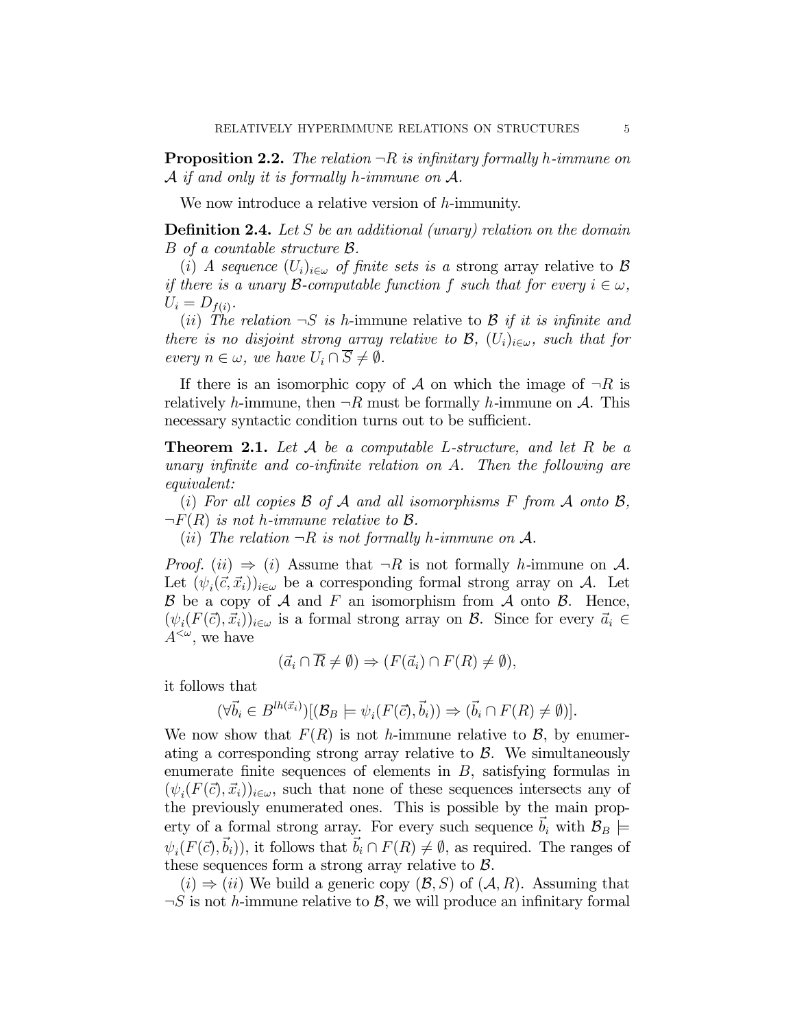**Proposition 2.2.** *The relation $\neg R$ is infinitary formally $h$-immune on $\mathcal{A}$ if and only it is formally $h$-immune on $\mathcal{A}$.*

We now introduce a relative version of $h$-immunity.

**Definition 2.4.** *Let $S$ be an additional (unary) relation on the domain $B$ of a countable structure $\mathcal{B}$.*

($i$) *A sequence $(U_i)_{i\in\omega}$ of finite sets is a* strong array relative to $\mathcal{B}$ *if there is a unary $\mathcal{B}$-computable function $f$ such that for every $i \in \omega$, $U_i = D_{f(i)}$.*

($ii$) *The relation $\neg S$ is $h$-*immune relative to $\mathcal{B}$ *if it is infinite and there is no disjoint strong array relative to $\mathcal{B}$, $(U_i)_{i\in\omega}$, such that for every $n \in \omega$, we have $U_i \cap \overline{S} \neq \emptyset$.*

If there is an isomorphic copy of $\mathcal{A}$ on which the image of $\neg R$ is relatively $h$-immune, then $\neg R$ must be formally $h$-immune on $\mathcal{A}$. This necessary syntactic condition turns out to be sufficient.

**Theorem 2.1.** *Let $\mathcal{A}$ be a computable $L$-structure, and let $R$ be a unary infinite and co-infinite relation on $A$. Then the following are equivalent:*

($i$) *For all copies $\mathcal{B}$ of $\mathcal{A}$ and all isomorphisms $F$ from $\mathcal{A}$ onto $\mathcal{B}$, $\neg F(R)$ is not $h$-immune relative to $\mathcal{B}$.*

($ii$) *The relation $\neg R$ is not formally $h$-immune on $\mathcal{A}$.*

*Proof.* ($ii$) $\Rightarrow$ ($i$) Assume that $\neg R$ is not formally $h$-immune on $\mathcal{A}$. Let $(\psi_i(\vec{c}, \vec{x}_i))_{i\in\omega}$ be a corresponding formal strong array on $\mathcal{A}$. Let $\mathcal{B}$ be a copy of $\mathcal{A}$ and $F$ an isomorphism from $\mathcal{A}$ onto $\mathcal{B}$. Hence, $(\psi_i(F(\vec{c}), \vec{x}_i))_{i\in\omega}$ is a formal strong array on $\mathcal{B}$. Since for every $\vec{a}_i \in A^{<\omega}$, we have

$$(\vec{a}_i \cap \overline{R} \neq \emptyset) \Rightarrow (F(\vec{a}_i) \cap F(R) \neq \emptyset),$$

it follows that

$$(\forall \vec{b}_i \in B^{lh(\vec{x}_i)})[(\mathcal{B}_B \models \psi_i(F(\vec{c}), \vec{b}_i)) \Rightarrow (\vec{b}_i \cap F(R) \neq \emptyset)].$$

We now show that $F(R)$ is not $h$-immune relative to $\mathcal{B}$, by enumerating a corresponding strong array relative to $\mathcal{B}$. We simultaneously enumerate finite sequences of elements in $B$, satisfying formulas in $(\psi_i(F(\vec{c}), \vec{x}_i))_{i\in\omega}$, such that none of these sequences intersects any of the previously enumerated ones. This is possible by the main property of a formal strong array. For every such sequence $\vec{b}_i$ with $\mathcal{B}_B \models \psi_i(F(\vec{c}), \vec{b}_i))$, it follows that $\vec{b}_i \cap F(R) \neq \emptyset$, as required. The ranges of these sequences form a strong array relative to $\mathcal{B}$.

($i$) $\Rightarrow$ ($ii$) We build a generic copy $(\mathcal{B}, S)$ of $(\mathcal{A}, R)$. Assuming that $\neg S$ is not $h$-immune relative to $\mathcal{B}$, we will produce an infinitary formal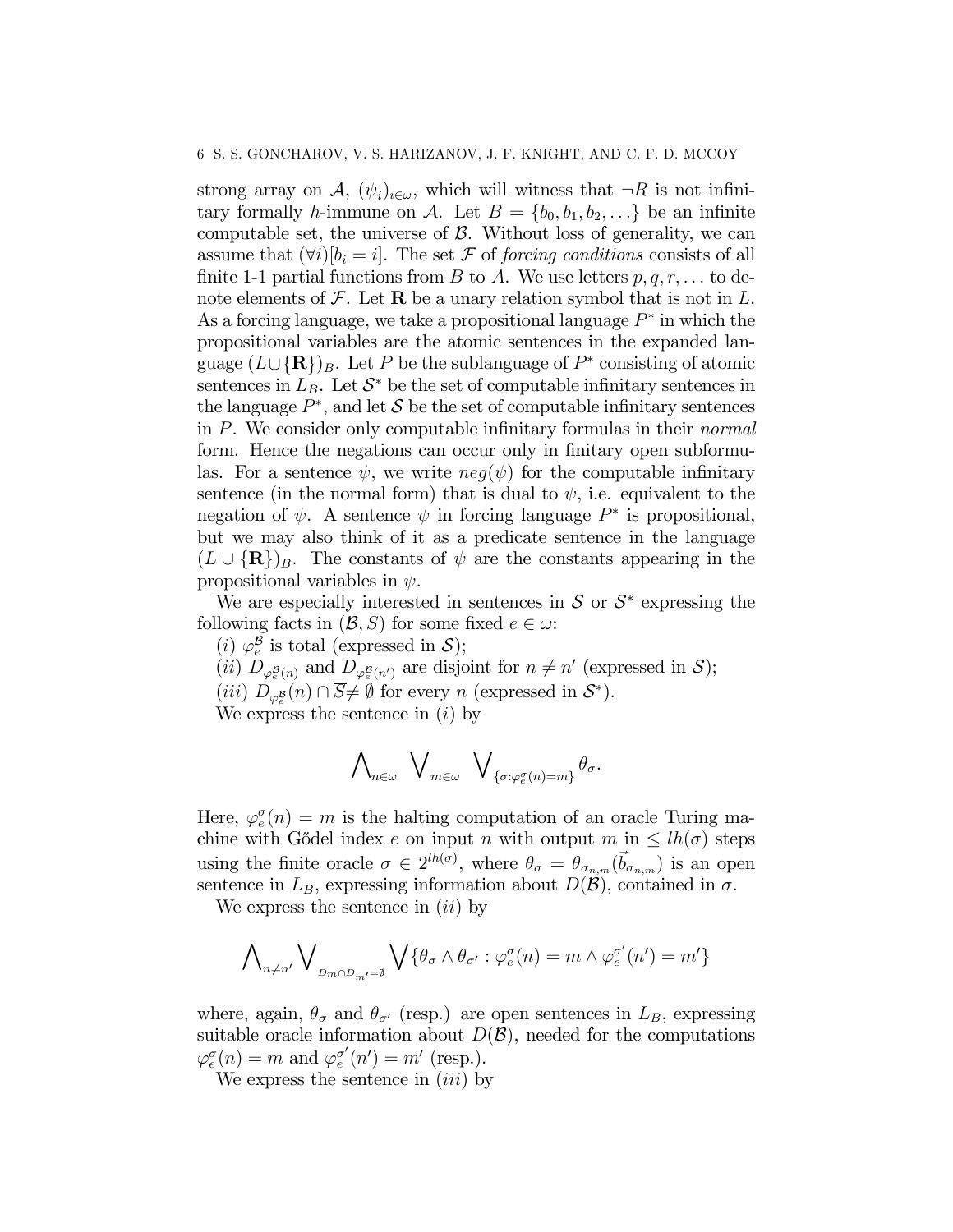strong array on $\mathcal{A}$, $(\psi_i)_{i\in\omega}$, which will witness that $\neg R$ is not infinitary formally $h$-immune on $\mathcal{A}$. Let $B = \{b_0, b_1, b_2, \ldots\}$ be an infinite computable set, the universe of $\mathcal{B}$. Without loss of generality, we can assume that $(\forall i)[b_i = i]$. The set $\mathcal{F}$ of *forcing conditions* consists of all finite 1-1 partial functions from $B$ to $A$. We use letters $p, q, r, \ldots$ to denote elements of $\mathcal{F}$. Let $\mathbf{R}$ be a unary relation symbol that is not in $L$. As a forcing language, we take a propositional language $P^*$ in which the propositional variables are the atomic sentences in the expanded language $(L \cup \{\mathbf{R}\})_B$. Let $P$ be the sublanguage of $P^*$ consisting of atomic sentences in $L_B$. Let $\mathcal{S}^*$ be the set of computable infinitary sentences in the language $P^*$, and let $\mathcal{S}$ be the set of computable infinitary sentences in $P$. We consider only computable infinitary formulas in their *normal* form. Hence the negations can occur only in finitary open subformulas. For a sentence $\psi$, we write $neg(\psi)$ for the computable infinitary sentence (in the normal form) that is dual to $\psi$, i.e. equivalent to the negation of $\psi$. A sentence $\psi$ in forcing language $P^*$ is propositional, but we may also think of it as a predicate sentence in the language $(L \cup \{\mathbf{R}\})_B$. The constants of $\psi$ are the constants appearing in the propositional variables in $\psi$.

We are especially interested in sentences in $\mathcal{S}$ or $\mathcal{S}^*$ expressing the following facts in $(\mathcal{B}, S)$ for some fixed $e \in \omega$:

$(i)$ $\varphi_e^{\mathcal{B}}$ is total (expressed in $\mathcal{S}$);

$(ii)$ $D_{\varphi_e^{\mathcal{B}}(n)}$ and $D_{\varphi_e^{\mathcal{B}}(n')}$ are disjoint for $n \neq n'$ (expressed in $\mathcal{S}$);

$(iii)$ $D_{\varphi_e^{\mathcal{B}}}(n) \cap \overline{S} \neq \emptyset$ for every $n$ (expressed in $\mathcal{S}^*$).

We express the sentence in $(i)$ by

$$\bigwedge\nolimits_{n\in\omega} \ \bigvee\nolimits_{m\in\omega} \ \bigvee\nolimits_{\{\sigma : \varphi_e^{\sigma}(n)=m\}} \theta_\sigma .$$

Here, $\varphi_e^{\sigma}(n) = m$ is the halting computation of an oracle Turing machine with Gődel index $e$ on input $n$ with output $m$ in $\leq lh(\sigma)$ steps using the finite oracle $\sigma \in 2^{lh(\sigma)}$, where $\theta_\sigma = \theta_{\sigma_{n,m}}(\vec{b}_{\sigma_{n,m}})$ is an open sentence in $L_B$, expressing information about $D(\mathcal{B})$, contained in $\sigma$.

We express the sentence in $(ii)$ by

$$\bigwedge\nolimits_{n\neq n'} \bigvee\nolimits_{D_m \cap D_{m'} = \emptyset} \bigvee \{\theta_\sigma \wedge \theta_{\sigma'} : \varphi_e^{\sigma}(n) = m \wedge \varphi_e^{\sigma'}(n') = m'\}$$

where, again, $\theta_\sigma$ and $\theta_{\sigma'}$ (resp.) are open sentences in $L_B$, expressing suitable oracle information about $D(\mathcal{B})$, needed for the computations $\varphi_e^{\sigma}(n) = m$ and $\varphi_e^{\sigma'}(n') = m'$ (resp.).

We express the sentence in $(iii)$ by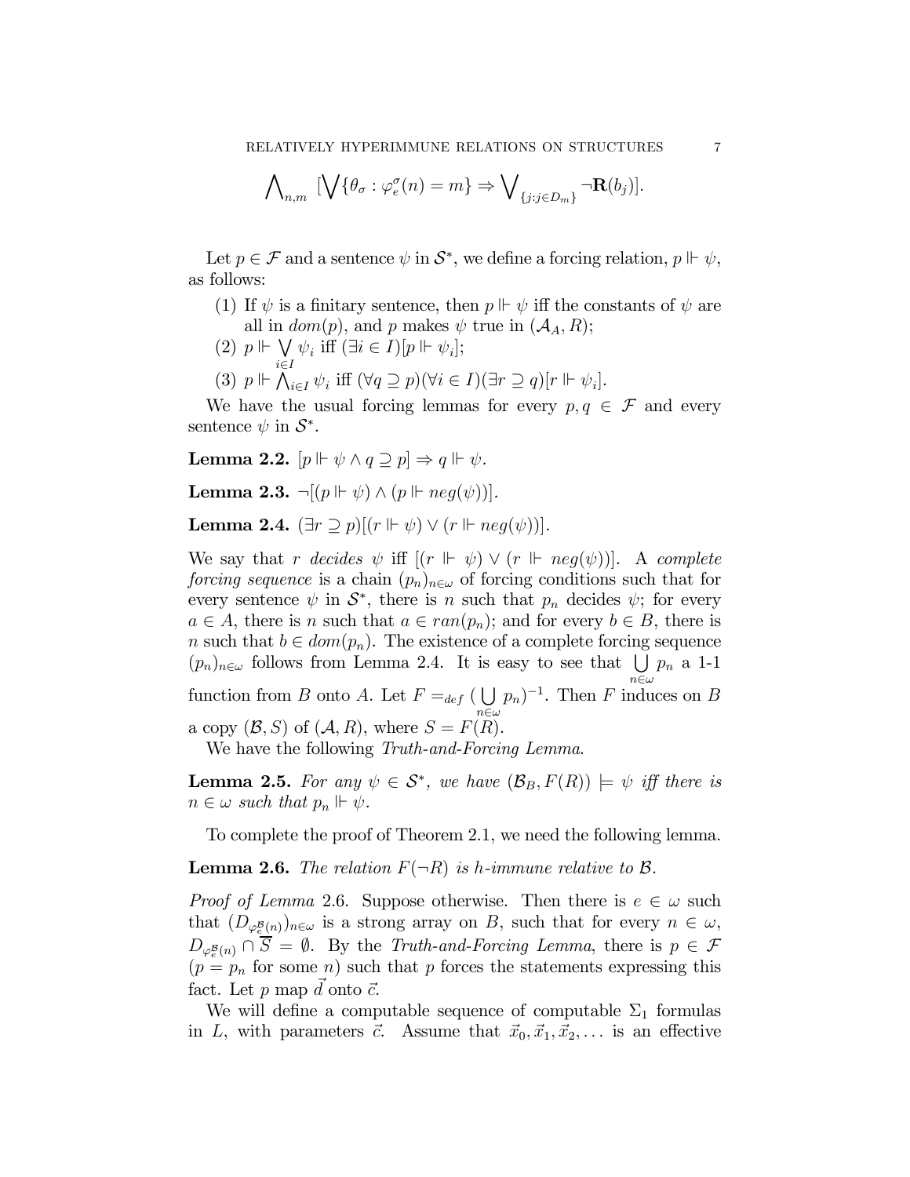$$\bigwedge_{n,m} \ [\bigvee\{\theta_\sigma : \varphi_e^\sigma(n) = m\} \Rightarrow \bigvee_{\{j:j\in D_m\}} \neg\mathbf{R}(b_j)].$$

Let $p \in \mathcal{F}$ and a sentence $\psi$ in $\mathcal{S}^*$, we define a forcing relation, $p \Vdash \psi$, as follows:

1. If $\psi$ is a finitary sentence, then $p \Vdash \psi$ iff the constants of $\psi$ are all in $dom(p)$, and $p$ makes $\psi$ true in $(\mathcal{A}_A, R)$;
2. $p \Vdash \bigvee\limits_{i\in I} \psi_i$ iff $(\exists i \in I)[p \Vdash \psi_i]$;
3. $p \Vdash \bigwedge_{i\in I} \psi_i$ iff $(\forall q \supseteq p)(\forall i \in I)(\exists r \supseteq q)[r \Vdash \psi_i]$.

We have the usual forcing lemmas for every $p, q \in \mathcal{F}$ and every sentence $\psi$ in $\mathcal{S}^*$.

**Lemma 2.2.** $[p \Vdash \psi \wedge q \supseteq p] \Rightarrow q \Vdash \psi$.

**Lemma 2.3.** $\neg[(p \Vdash \psi) \wedge (p \Vdash neg(\psi))]$.

**Lemma 2.4.** $(\exists r \supseteq p)[(r \Vdash \psi) \vee (r \Vdash neg(\psi))]$.

We say that $r$ *decides* $\psi$ iff $[(r \Vdash \psi) \vee (r \Vdash neg(\psi))]$. A *complete forcing sequence* is a chain $(p_n)_{n\in\omega}$ of forcing conditions such that for every sentence $\psi$ in $\mathcal{S}^*$, there is $n$ such that $p_n$ decides $\psi$; for every $a \in A$, there is $n$ such that $a \in ran(p_n)$; and for every $b \in B$, there is $n$ such that $b \in dom(p_n)$. The existence of a complete forcing sequence $(p_n)_{n\in\omega}$ follows from Lemma 2.4. It is easy to see that $\bigcup\limits_{n\in\omega} p_n$ a 1-1 function from $B$ onto $A$. Let $F =_{def} (\bigcup\limits_{n\in\omega} p_n)^{-1}$. Then $F$ induces on $B$ a copy $(\mathcal{B}, S)$ of $(\mathcal{A}, R)$, where $S = F(R)$.

We have the following *Truth-and-Forcing Lemma*.

**Lemma 2.5.** *For any $\psi \in \mathcal{S}^*$, we have $(\mathcal{B}_B, F(R)) \models \psi$ iff there is $n \in \omega$ such that $p_n \Vdash \psi$.*

To complete the proof of Theorem 2.1, we need the following lemma.

**Lemma 2.6.** *The relation $F(\neg R)$ is h-immune relative to $\mathcal{B}$.*

*Proof of Lemma* 2.6. Suppose otherwise. Then there is $e \in \omega$ such that $(D_{\varphi_e^{\mathcal{B}}(n)})_{n\in\omega}$ is a strong array on $B$, such that for every $n \in \omega$, $D_{\varphi_e^{\mathcal{B}}(n)} \cap \overline{S} = \emptyset$. By the *Truth-and-Forcing Lemma*, there is $p \in \mathcal{F}$ ($p = p_n$ for some $n$) such that $p$ forces the statements expressing this fact. Let $p$ map $\vec{d}$ onto $\vec{c}$.

We will define a computable sequence of computable $\Sigma_1$ formulas in $L$, with parameters $\vec{c}$. Assume that $\vec{x}_0, \vec{x}_1, \vec{x}_2, \ldots$ is an effective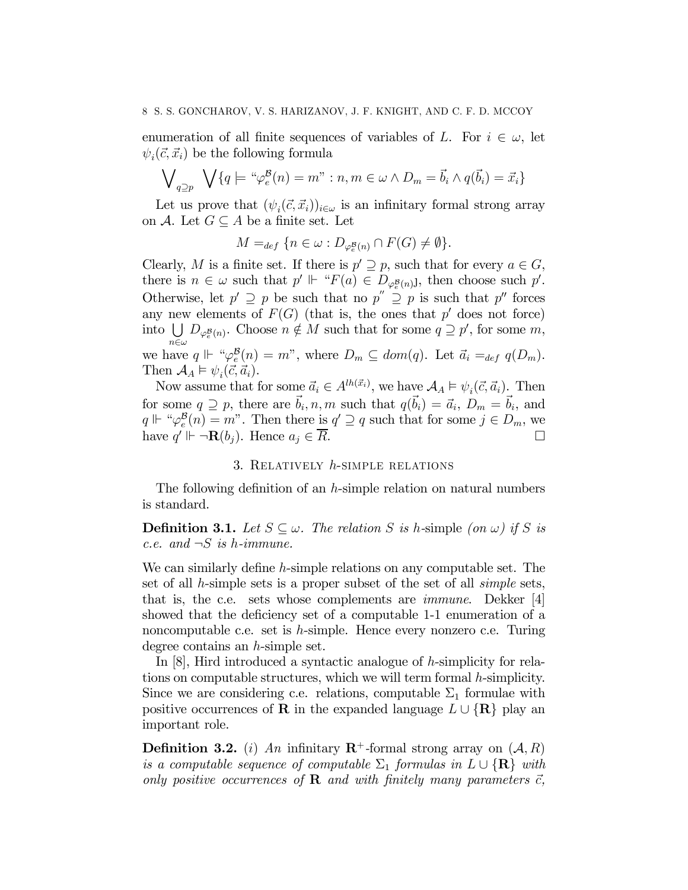enumeration of all finite sequences of variables of $L$. For $i \in \omega$, let $\psi_i(\vec{c}, \vec{x}_i)$ be the following formula

$$\bigvee_{q \supseteq p} \bigvee \{q \models \text{“}\varphi_e^{\mathcal{B}}(n) = m\text{”} : n, m \in \omega \wedge D_m = \vec{b}_i \wedge q(\vec{b}_i) = \vec{x}_i\}$$

Let us prove that $(\psi_i(\vec{c}, \vec{x}_i))_{i \in \omega}$ is an infinitary formal strong array on $\mathcal{A}$. Let $G \subseteq A$ be a finite set. Let

$$M =_{def} \{n \in \omega : D_{\varphi_e^{\mathcal{B}}(n)} \cap F(G) \neq \emptyset\}.$$

Clearly, $M$ is a finite set. If there is $p' \supseteq p$, such that for every $a \in G$, there is $n \in \omega$ such that $p' \Vdash \text{“}F(a) \in D_{\varphi_e^{\mathcal{B}}(n)}\text{]}$, then choose such $p'$. Otherwise, let $p' \supseteq p$ be such that no $p'' \supseteq p$ is such that $p''$ forces any new elements of $F(G)$ (that is, the ones that $p'$ does not force) into $\bigcup_{n \in \omega} D_{\varphi_e^{\mathcal{B}}(n)}$. Choose $n \notin M$ such that for some $q \supseteq p'$, for some $m$, we have $q \Vdash \text{“}\varphi_e^{\mathcal{B}}(n) = m\text{”}$, where $D_m \subseteq dom(q)$. Let $\vec{a}_i =_{def} q(D_m)$. Then $\mathcal{A}_A \models \psi_i(\vec{c}, \vec{a}_i)$.

Now assume that for some $\vec{a}_i \in A^{lh(\vec{x}_i)}$, we have $\mathcal{A}_A \models \psi_i(\vec{c}, \vec{a}_i)$. Then for some $q \supseteq p$, there are $\vec{b}_i, n, m$ such that $q(\vec{b}_i) = \vec{a}_i$, $D_m = \vec{b}_i$, and $q \Vdash \text{“}\varphi_e^{\mathcal{B}}(n) = m\text{”}$. Then there is $q' \supseteq q$ such that for some $j \in D_m$, we have $q' \Vdash \neg\mathbf{R}(b_j)$. Hence $a_j \in \overline{R}$. □

## 3. Relatively $h$-simple relations

The following definition of an $h$-simple relation on natural numbers is standard.

**Definition 3.1.** *Let $S \subseteq \omega$. The relation $S$ is* $h$-simple *(on $\omega$) if $S$ is c.e. and $\neg S$ is $h$-immune.*

We can similarly define $h$-simple relations on any computable set. The set of all $h$-simple sets is a proper subset of the set of all *simple* sets, that is, the c.e. sets whose complements are *immune*. Dekker [4] showed that the deficiency set of a computable 1-1 enumeration of a noncomputable c.e. set is $h$-simple. Hence every nonzero c.e. Turing degree contains an $h$-simple set.

In [8], Hird introduced a syntactic analogue of $h$-simplicity for relations on computable structures, which we will term formal $h$-simplicity. Since we are considering c.e. relations, computable $\Sigma_1$ formulae with positive occurrences of $\mathbf{R}$ in the expanded language $L \cup \{\mathbf{R}\}$ play an important role.

**Definition 3.2.** (*i*) *An* infinitary $\mathbf{R}^+$-formal strong array *on $(\mathcal{A}, R)$ is a computable sequence of computable $\Sigma_1$ formulas in $L \cup \{\mathbf{R}\}$ with only positive occurrences of $\mathbf{R}$ and with finitely many parameters $\vec{c}$,*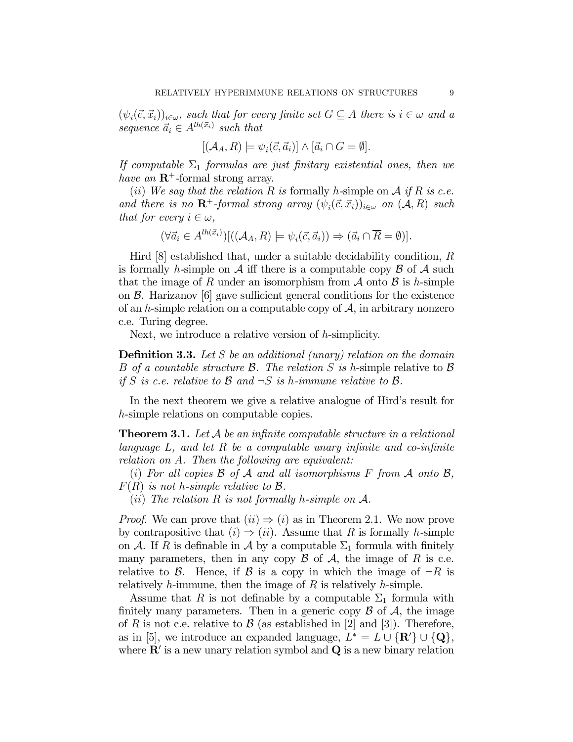$(\psi_i(\vec{c}, \vec{x}_i))_{i \in \omega}$*, such that for every finite set* $G \subseteq A$ *there is* $i \in \omega$ *and a sequence* $\vec{a}_i \in A^{lh(\vec{x}_i)}$ *such that*

$$[(\mathcal{A}_A, R) \models \psi_i(\vec{c}, \vec{a}_i)] \wedge [\vec{a}_i \cap G = \emptyset].$$

*If computable* $\Sigma_1$ *formulas are just finitary existential ones, then we have an* $\mathbf{R}^+$-formal strong array.

$(ii)$ *We say that the relation* $R$ *is* formally $h$-simple *on* $\mathcal{A}$ *if* $R$ *is c.e. and there is no* $\mathbf{R}^+$*-formal strong array* $(\psi_i(\vec{c}, \vec{x}_i))_{i \in \omega}$ *on* $(\mathcal{A}, R)$ *such that for every* $i \in \omega$,

$$(\forall \vec{a}_i \in A^{lh(\vec{x}_i)})[((\mathcal{A}_A, R) \models \psi_i(\vec{c}, \vec{a}_i)) \Rightarrow (\vec{a}_i \cap \overline{R} = \emptyset)].$$

Hird [8] established that, under a suitable decidability condition, $R$ is formally $h$-simple on $\mathcal{A}$ iff there is a computable copy $\mathcal{B}$ of $\mathcal{A}$ such that the image of $R$ under an isomorphism from $\mathcal{A}$ onto $\mathcal{B}$ is $h$-simple on $\mathcal{B}$. Harizanov [6] gave sufficient general conditions for the existence of an $h$-simple relation on a computable copy of $\mathcal{A}$, in arbitrary nonzero c.e. Turing degree.

Next, we introduce a relative version of $h$-simplicity.

**Definition 3.3.** *Let* $S$ *be an additional (unary) relation on the domain* $B$ *of a countable structure* $\mathcal{B}$*. The relation* $S$ *is* $h$-simple relative to $\mathcal{B}$ *if* $S$ *is c.e. relative to* $\mathcal{B}$ *and* $\neg S$ *is* $h$*-immune relative to* $\mathcal{B}$.

In the next theorem we give a relative analogue of Hird's result for $h$-simple relations on computable copies.

**Theorem 3.1.** *Let* $\mathcal{A}$ *be an infinite computable structure in a relational language* $L$*, and let* $R$ *be a computable unary infinite and co-infinite relation on* $A$*. Then the following are equivalent:*

$(i)$ *For all copies* $\mathcal{B}$ *of* $\mathcal{A}$ *and all isomorphisms* $F$ *from* $\mathcal{A}$ *onto* $\mathcal{B}$, $F(R)$ *is not* $h$*-simple relative to* $\mathcal{B}$.

$(ii)$ *The relation* $R$ *is not formally* $h$*-simple on* $\mathcal{A}$.

*Proof.* We can prove that $(ii) \Rightarrow (i)$ as in Theorem 2.1. We now prove by contrapositive that $(i) \Rightarrow (ii)$. Assume that $R$ is formally $h$-simple on $\mathcal{A}$. If $R$ is definable in $\mathcal{A}$ by a computable $\Sigma_1$ formula with finitely many parameters, then in any copy $\mathcal{B}$ of $\mathcal{A}$, the image of $R$ is c.e. relative to $\mathcal{B}$. Hence, if $\mathcal{B}$ is a copy in which the image of $\neg R$ is relatively $h$-immune, then the image of $R$ is relatively $h$-simple.

Assume that $R$ is not definable by a computable $\Sigma_1$ formula with finitely many parameters. Then in a generic copy $\mathcal{B}$ of $\mathcal{A}$, the image of $R$ is not c.e. relative to $\mathcal{B}$ (as established in [2] and [3]). Therefore, as in [5], we introduce an expanded language, $L^* = L \cup \{\mathbf{R}'\} \cup \{\mathbf{Q}\}$, where $\mathbf{R}'$ is a new unary relation symbol and $\mathbf{Q}$ is a new binary relation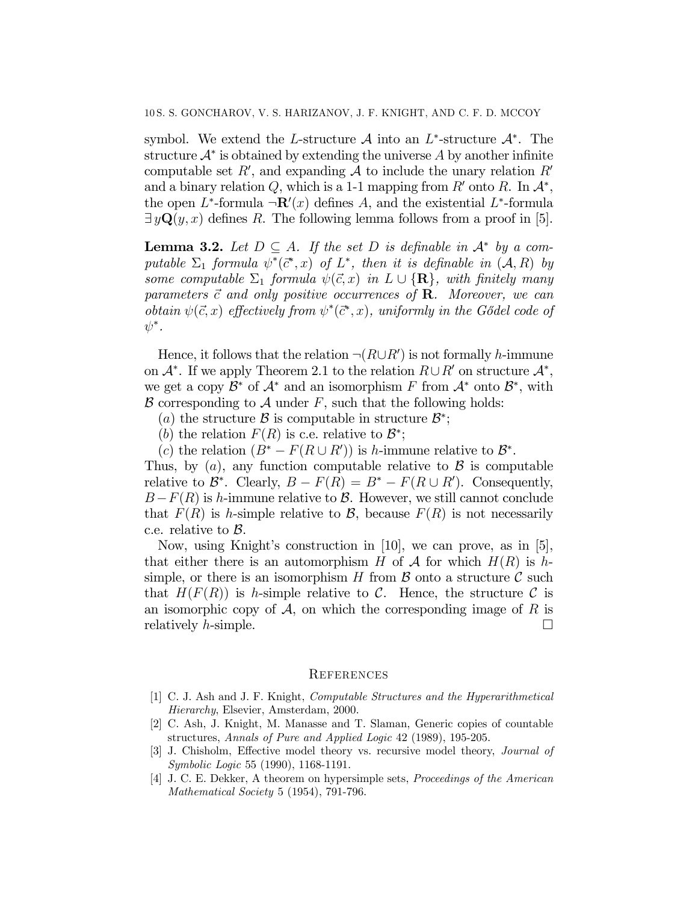symbol. We extend the $L$-structure $\mathcal{A}$ into an $L^*$-structure $\mathcal{A}^*$. The structure $\mathcal{A}^*$ is obtained by extending the universe $A$ by another infinite computable set $R'$, and expanding $\mathcal{A}$ to include the unary relation $R'$ and a binary relation $Q$, which is a 1-1 mapping from $R'$ onto $R$. In $\mathcal{A}^*$, the open $L^*$-formula $\neg\mathbf{R}'(x)$ defines $A$, and the existential $L^*$-formula $\exists y \mathbf{Q}(y,x)$ defines $R$. The following lemma follows from a proof in [5].

**Lemma 3.2.** *Let $D \subseteq A$. If the set $D$ is definable in $\mathcal{A}^*$ by a computable $\Sigma_1$ formula $\psi^*(\vec{c}^*, x)$ of $L^*$, then it is definable in $(\mathcal{A}, R)$ by some computable $\Sigma_1$ formula $\psi(\vec{c}, x)$ in $L \cup \{\mathbf{R}\}$, with finitely many parameters $\vec{c}$ and only positive occurrences of $\mathbf{R}$. Moreover, we can obtain $\psi(\vec{c}, x)$ effectively from $\psi^*(\vec{c}^*, x)$, uniformly in the Gődel code of $\psi^*$.*

Hence, it follows that the relation $\neg(R \cup R')$ is not formally $h$-immune on $\mathcal{A}^*$. If we apply Theorem 2.1 to the relation $R \cup R'$ on structure $\mathcal{A}^*$, we get a copy $\mathcal{B}^*$ of $\mathcal{A}^*$ and an isomorphism $F$ from $\mathcal{A}^*$ onto $\mathcal{B}^*$, with $\mathcal{B}$ corresponding to $\mathcal{A}$ under $F$, such that the following holds:

($a$) the structure $\mathcal{B}$ is computable in structure $\mathcal{B}^*$;

($b$) the relation $F(R)$ is c.e. relative to $\mathcal{B}^*$;

($c$) the relation $(B^* - F(R \cup R'))$ is $h$-immune relative to $\mathcal{B}^*$.

Thus, by ($a$), any function computable relative to $\mathcal{B}$ is computable relative to $\mathcal{B}^*$. Clearly, $B - F(R) = B^* - F(R \cup R')$. Consequently, $B - F(R)$ is $h$-immune relative to $\mathcal{B}$. However, we still cannot conclude that $F(R)$ is $h$-simple relative to $\mathcal{B}$, because $F(R)$ is not necessarily c.e. relative to $\mathcal{B}$.

Now, using Knight's construction in [10], we can prove, as in [5], that either there is an automorphism $H$ of $\mathcal{A}$ for which $H(R)$ is $h$-simple, or there is an isomorphism $H$ from $\mathcal{B}$ onto a structure $\mathcal{C}$ such that $H(F(R))$ is $h$-simple relative to $\mathcal{C}$. Hence, the structure $\mathcal{C}$ is an isomorphic copy of $\mathcal{A}$, on which the corresponding image of $R$ is relatively $h$-simple. □

## References

[1] C. J. Ash and J. F. Knight, *Computable Structures and the Hyperarithmetical Hierarchy*, Elsevier, Amsterdam, 2000.

[2] C. Ash, J. Knight, M. Manasse and T. Slaman, Generic copies of countable structures, *Annals of Pure and Applied Logic* 42 (1989), 195-205.

[3] J. Chisholm, Effective model theory vs. recursive model theory, *Journal of Symbolic Logic* 55 (1990), 1168-1191.

[4] J. C. E. Dekker, A theorem on hypersimple sets, *Proceedings of the American Mathematical Society* 5 (1954), 791-796.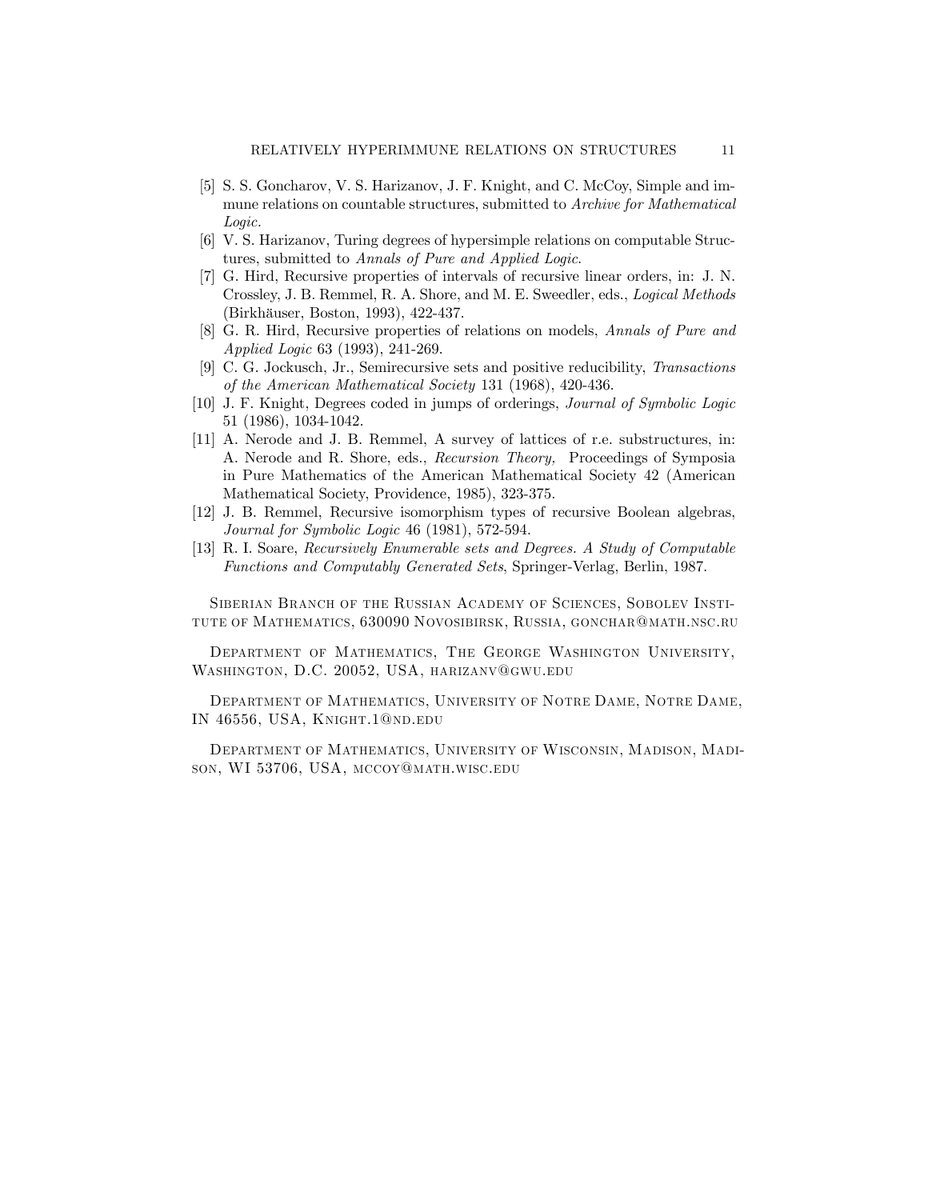[5] S. S. Goncharov, V. S. Harizanov, J. F. Knight, and C. McCoy, Simple and immune relations on countable structures, submitted to *Archive for Mathematical Logic*.

[6] V. S. Harizanov, Turing degrees of hypersimple relations on computable Structures, submitted to *Annals of Pure and Applied Logic*.

[7] G. Hird, Recursive properties of intervals of recursive linear orders, in: J. N. Crossley, J. B. Remmel, R. A. Shore, and M. E. Sweedler, eds., *Logical Methods* (Birkhäuser, Boston, 1993), 422-437.

[8] G. R. Hird, Recursive properties of relations on models, *Annals of Pure and Applied Logic* 63 (1993), 241-269.

[9] C. G. Jockusch, Jr., Semirecursive sets and positive reducibility, *Transactions of the American Mathematical Society* 131 (1968), 420-436.

[10] J. F. Knight, Degrees coded in jumps of orderings, *Journal of Symbolic Logic* 51 (1986), 1034-1042.

[11] A. Nerode and J. B. Remmel, A survey of lattices of r.e. substructures, in: A. Nerode and R. Shore, eds., *Recursion Theory,* Proceedings of Symposia in Pure Mathematics of the American Mathematical Society 42 (American Mathematical Society, Providence, 1985), 323-375.

[12] J. B. Remmel, Recursive isomorphism types of recursive Boolean algebras, *Journal for Symbolic Logic* 46 (1981), 572-594.

[13] R. I. Soare, *Recursively Enumerable sets and Degrees. A Study of Computable Functions and Computably Generated Sets*, Springer-Verlag, Berlin, 1987.

Siberian Branch of the Russian Academy of Sciences, Sobolev Institute of Mathematics, 630090 Novosibirsk, Russia, gonchar@math.nsc.ru

Department of Mathematics, The George Washington University, Washington, D.C. 20052, USA, harizanv@gwu.edu

Department of Mathematics, University of Notre Dame, Notre Dame, IN 46556, USA, Knight.1@nd.edu

Department of Mathematics, University of Wisconsin, Madison, Madison, WI 53706, USA, mccoy@math.wisc.edu